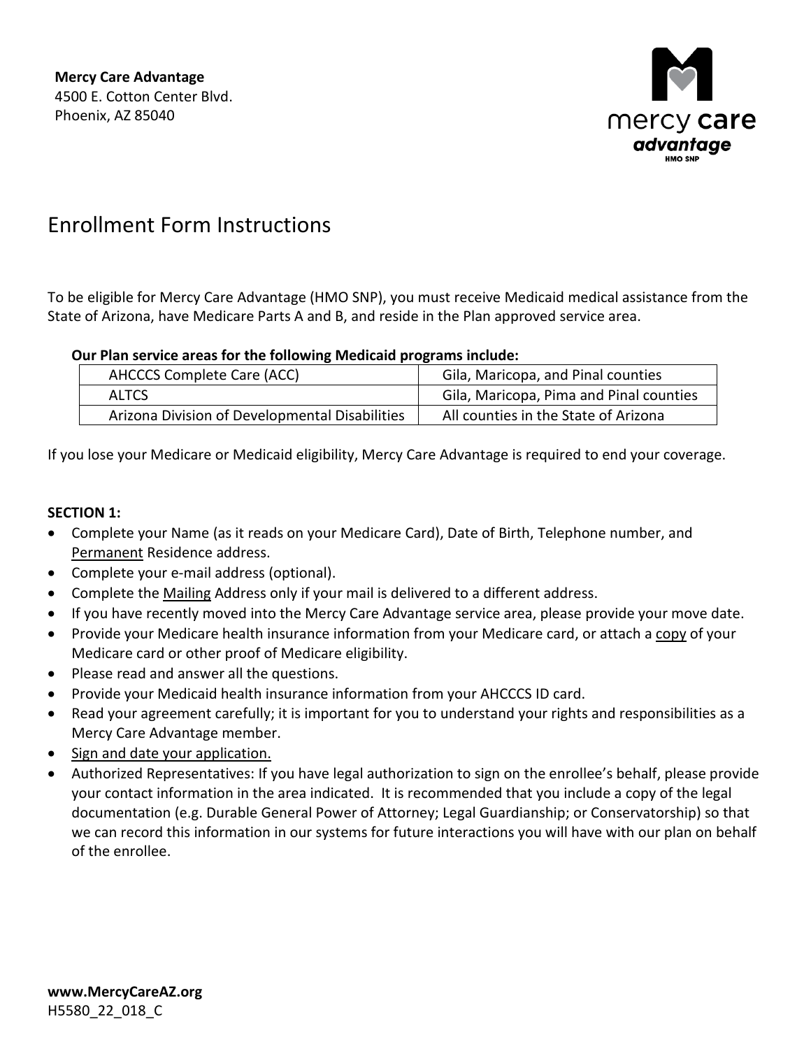**Mercy Care Advantage**
4500 E. Cotton Center Blvd.
Phoenix, AZ 85040

# Enrollment Form Instructions

To be eligible for Mercy Care Advantage (HMO SNP), you must receive Medicaid medical assistance from the State of Arizona, have Medicare Parts A and B, and reside in the Plan approved service area.

**Our Plan service areas for the following Medicaid programs include:**

| AHCCCS Complete Care (ACC) | Gila, Maricopa, and Pinal counties |
|---|---|
| ALTCS | Gila, Maricopa, Pima and Pinal counties |
| Arizona Division of Developmental Disabilities | All counties in the State of Arizona |

If you lose your Medicare or Medicaid eligibility, Mercy Care Advantage is required to end your coverage.

**SECTION 1:**

- Complete your Name (as it reads on your Medicare Card), Date of Birth, Telephone number, and Permanent Residence address.
- Complete your e-mail address (optional).
- Complete the Mailing Address only if your mail is delivered to a different address.
- If you have recently moved into the Mercy Care Advantage service area, please provide your move date.
- Provide your Medicare health insurance information from your Medicare card, or attach a copy of your Medicare card or other proof of Medicare eligibility.
- Please read and answer all the questions.
- Provide your Medicaid health insurance information from your AHCCCS ID card.
- Read your agreement carefully; it is important for you to understand your rights and responsibilities as a Mercy Care Advantage member.
- Sign and date your application.
- Authorized Representatives: If you have legal authorization to sign on the enrollee's behalf, please provide your contact information in the area indicated. It is recommended that you include a copy of the legal documentation (e.g. Durable General Power of Attorney; Legal Guardianship; or Conservatorship) so that we can record this information in our systems for future interactions you will have with our plan on behalf of the enrollee.

**www.MercyCareAZ.org**
H5580_22_018_C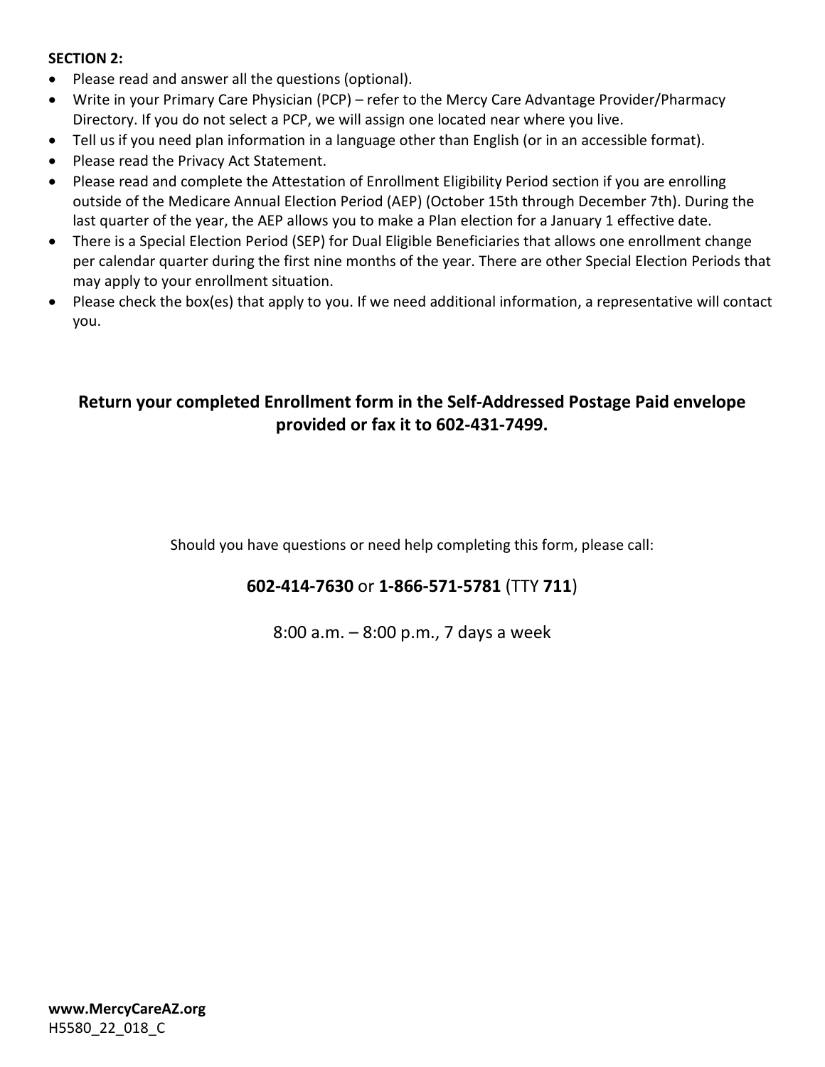**SECTION 2:**

- Please read and answer all the questions (optional).
- Write in your Primary Care Physician (PCP) – refer to the Mercy Care Advantage Provider/Pharmacy Directory. If you do not select a PCP, we will assign one located near where you live.
- Tell us if you need plan information in a language other than English (or in an accessible format).
- Please read the Privacy Act Statement.
- Please read and complete the Attestation of Enrollment Eligibility Period section if you are enrolling outside of the Medicare Annual Election Period (AEP) (October 15th through December 7th). During the last quarter of the year, the AEP allows you to make a Plan election for a January 1 effective date.
- There is a Special Election Period (SEP) for Dual Eligible Beneficiaries that allows one enrollment change per calendar quarter during the first nine months of the year. There are other Special Election Periods that may apply to your enrollment situation.
- Please check the box(es) that apply to you. If we need additional information, a representative will contact you.

**Return your completed Enrollment form in the Self-Addressed Postage Paid envelope provided or fax it to 602-431-7499.**

Should you have questions or need help completing this form, please call:

**602-414-7630** or **1-866-571-5781** (TTY **711**)

8:00 a.m. – 8:00 p.m., 7 days a week

**www.MercyCareAZ.org**
H5580_22_018_C